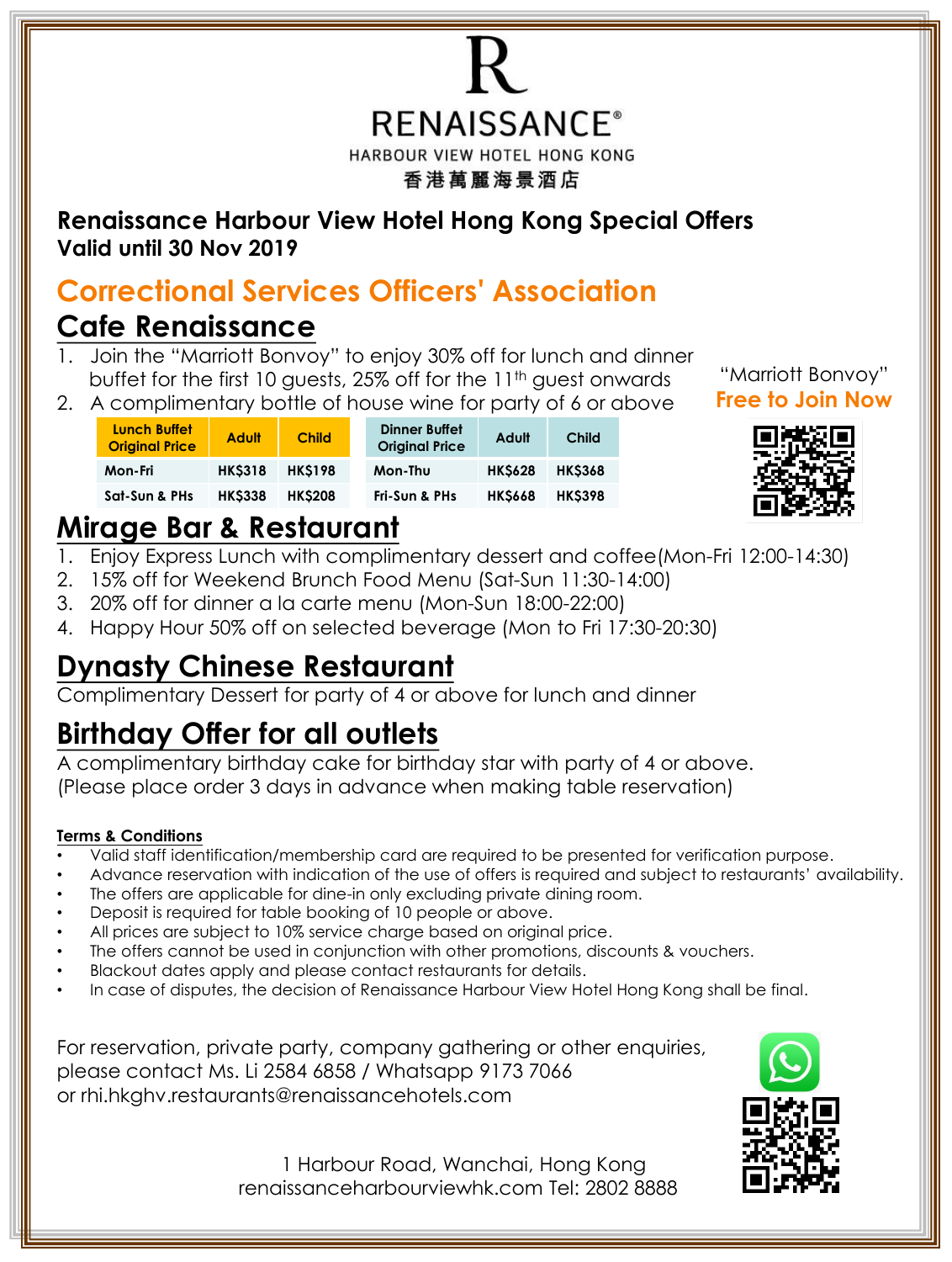RENAISSANCE®

HARBOUR VIEW HOTEL HONG KONG

香港萬麗海景酒店

**Renaissance Harbour View Hotel Hong Kong Special Offers**
**Valid until 30 Nov 2019**

## Correctional Services Officers' Association

## Cafe Renaissance

1. Join the "Marriott Bonvoy" to enjoy 30% off for lunch and dinner buffet for the first 10 guests, 25% off for the 11th guest onwards
2. A complimentary bottle of house wine for party of 6 or above

"Marriott Bonvoy"
**Free to Join Now**

| Lunch Buffet Original Price | Adult | Child |
|---|---|---|
| Mon-Fri | HK$318 | HK$198 |
| Sat-Sun & PHs | HK$338 | HK$208 |

| Dinner Buffet Original Price | Adult | Child |
|---|---|---|
| Mon-Thu | HK$628 | HK$368 |
| Fri-Sun & PHs | HK$668 | HK$398 |

## Mirage Bar & Restaurant

1. Enjoy Express Lunch with complimentary dessert and coffee(Mon-Fri 12:00-14:30)
2. 15% off for Weekend Brunch Food Menu (Sat-Sun 11:30-14:00)
3. 20% off for dinner a la carte menu (Mon-Sun 18:00-22:00)
4. Happy Hour 50% off on selected beverage (Mon to Fri 17:30-20:30)

## Dynasty Chinese Restaurant

Complimentary Dessert for party of 4 or above for lunch and dinner

## Birthday Offer for all outlets

A complimentary birthday cake for birthday star with party of 4 or above.
(Please place order 3 days in advance when making table reservation)

**Terms & Conditions**

- Valid staff identification/membership card are required to be presented for verification purpose.
- Advance reservation with indication of the use of offers is required and subject to restaurants' availability.
- The offers are applicable for dine-in only excluding private dining room.
- Deposit is required for table booking of 10 people or above.
- All prices are subject to 10% service charge based on original price.
- The offers cannot be used in conjunction with other promotions, discounts & vouchers.
- Blackout dates apply and please contact restaurants for details.
- In case of disputes, the decision of Renaissance Harbour View Hotel Hong Kong shall be final.

For reservation, private party, company gathering or other enquiries, please contact Ms. Li 2584 6858 / Whatsapp 9173 7066 or rhi.hkghv.restaurants@renaissancehotels.com

1 Harbour Road, Wanchai, Hong Kong
renaissanceharbourviewhk.com Tel: 2802 8888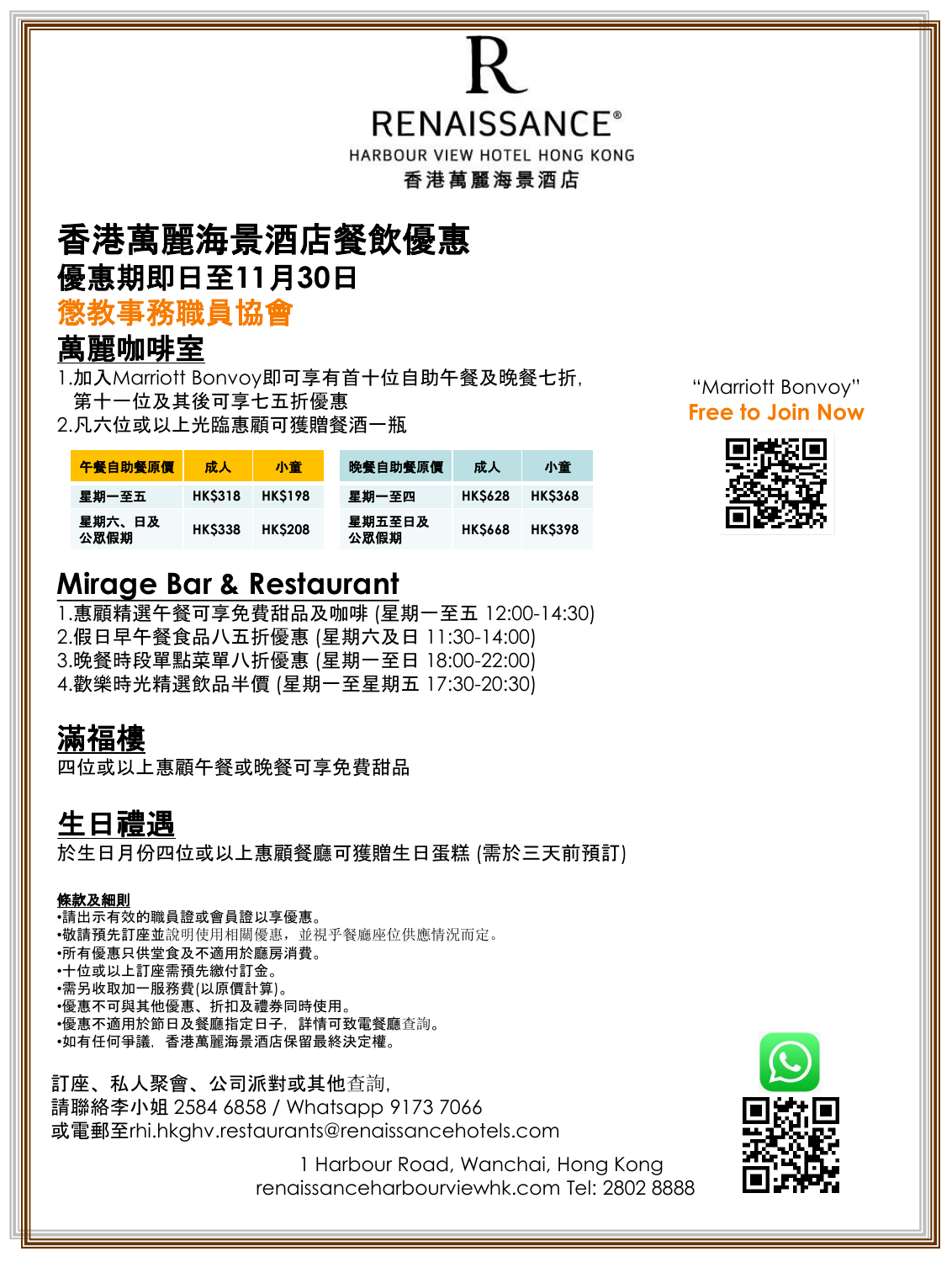RENAISSANCE®

HARBOUR VIEW HOTEL HONG KONG

香港萬麗海景酒店

# 香港萬麗海景酒店餐飲優惠

## 優惠期即日至11月30日

## 懲教事務職員協會

### 萬麗咖啡室

1.加入Marriott Bonvoy即可享有首十位自助午餐及晚餐七折，第十一位及其後可享七五折優惠
2.凡六位或以上光臨惠顧可獲贈餐酒一瓶

| 午餐自助餐原價 | 成人 | 小童 |
|---|---|---|
| 星期一至五 | HK$318 | HK$198 |
| 星期六、日及公眾假期 | HK$338 | HK$208 |

| 晚餐自助餐原價 | 成人 | 小童 |
|---|---|---|
| 星期一至四 | HK$628 | HK$368 |
| 星期五至日及公眾假期 | HK$668 | HK$398 |

"Marriott Bonvoy"
**Free to Join Now**

### Mirage Bar & Restaurant

1.惠顧精選午餐可享免費甜品及咖啡 (星期一至五 12:00-14:30)
2.假日早午餐食品八五折優惠 (星期六及日 11:30-14:00)
3.晚餐時段單點菜單八折優惠 (星期一至日 18:00-22:00)
4.歡樂時光精選飲品半價 (星期一至星期五 17:30-20:30)

### 滿福樓

四位或以上惠顧午餐或晚餐可享免費甜品

### 生日禮遇

於生日月份四位或以上惠顧餐廳可獲贈生日蛋糕 (需於三天前預訂)

**條款及細則**

•請出示有效的職員證或會員證以享優惠。
•敬請預先訂座並說明使用相關優惠，並視乎餐廳座位供應情況而定。
•所有優惠只供堂食及不適用於廳房消費。
•十位或以上訂座需預先繳付訂金。
•需另收取加一服務費(以原價計算)。
•優惠不可與其他優惠、折扣及禮券同時使用。
•優惠不適用於節日及餐廳指定日子，詳情可致電餐廳查詢。
•如有任何爭議，香港萬麗海景酒店保留最終決定權。

訂座、私人聚會、公司派對或其他查詢，
請聯絡李小姐 2584 6858 / Whatsapp 9173 7066
或電郵至rhi.hkghv.restaurants@renaissancehotels.com

1 Harbour Road, Wanchai, Hong Kong
renaissanceharbourviewhk.com Tel: 2802 8888